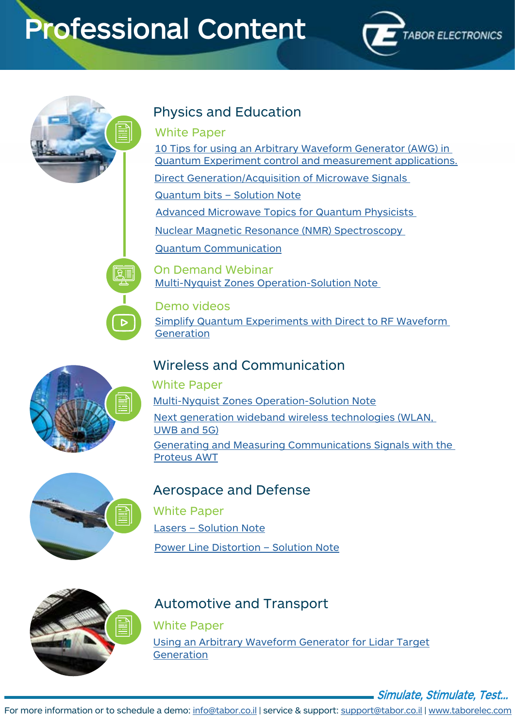# Professional Content

TABOR ELECTRONICS

## Physics and Education

### White Paper

10 Tips for using an Arbitrary Waveform Generator (AWG) in Quantum Experiment control and measurement applications.

Direct Generation/Acquisition of Microwave Signals

Quantum bits – Solution Note

Advanced Microwave Topics for Quantum Physicists

Nuclear Magnetic Resonance (NMR) Spectroscopy

Quantum Communication

### On Demand Webinar

Multi-Nyquist Zones Operation-Solution Note

### Demo videos

Simplify Quantum Experiments with Direct to RF Waveform Generation

## Wireless and Communication

### White Paper

Multi-Nyquist Zones Operation-Solution Note

Next generation wideband wireless technologies (WLAN, UWB and 5G)

Generating and Measuring Communications Signals with the Proteus AWT

## Aerospace and Defense

### White Paper

Lasers – Solution Note

Power Line Distortion – Solution Note

## Automotive and Transport

### White Paper

Using an Arbitrary Waveform Generator for Lidar Target Generation

*Simulate, Stimulate, Test...*

For more information or to schedule a demo: info@tabor.co.il | service & support: support@tabor.co.il | www.taborelec.com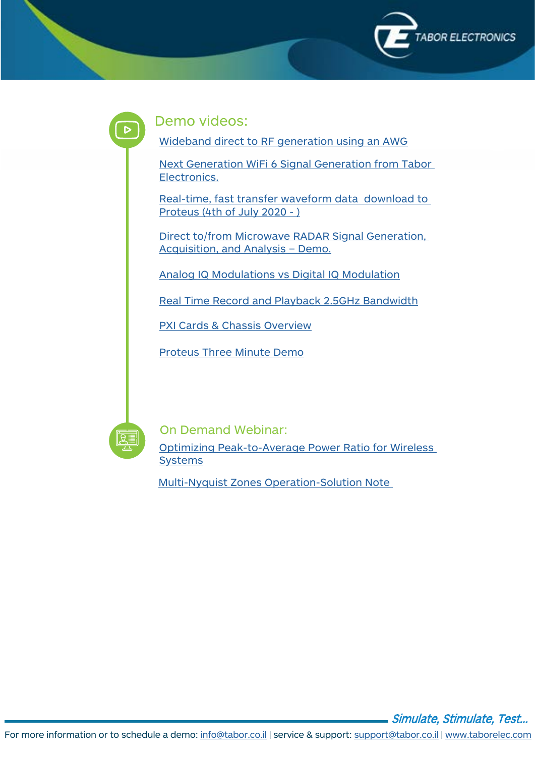## Demo videos:

Wideband direct to RF generation using an AWG

Next Generation WiFi 6 Signal Generation from Tabor Electronics.

Real-time, fast transfer waveform data download to Proteus (4th of July 2020 - )

Direct to/from Microwave RADAR Signal Generation, Acquisition, and Analysis – Demo.

Analog IQ Modulations vs Digital IQ Modulation

Real Time Record and Playback 2.5GHz Bandwidth

PXI Cards & Chassis Overview

Proteus Three Minute Demo

## On Demand Webinar:

Optimizing Peak-to-Average Power Ratio for Wireless Systems

Multi-Nyquist Zones Operation-Solution Note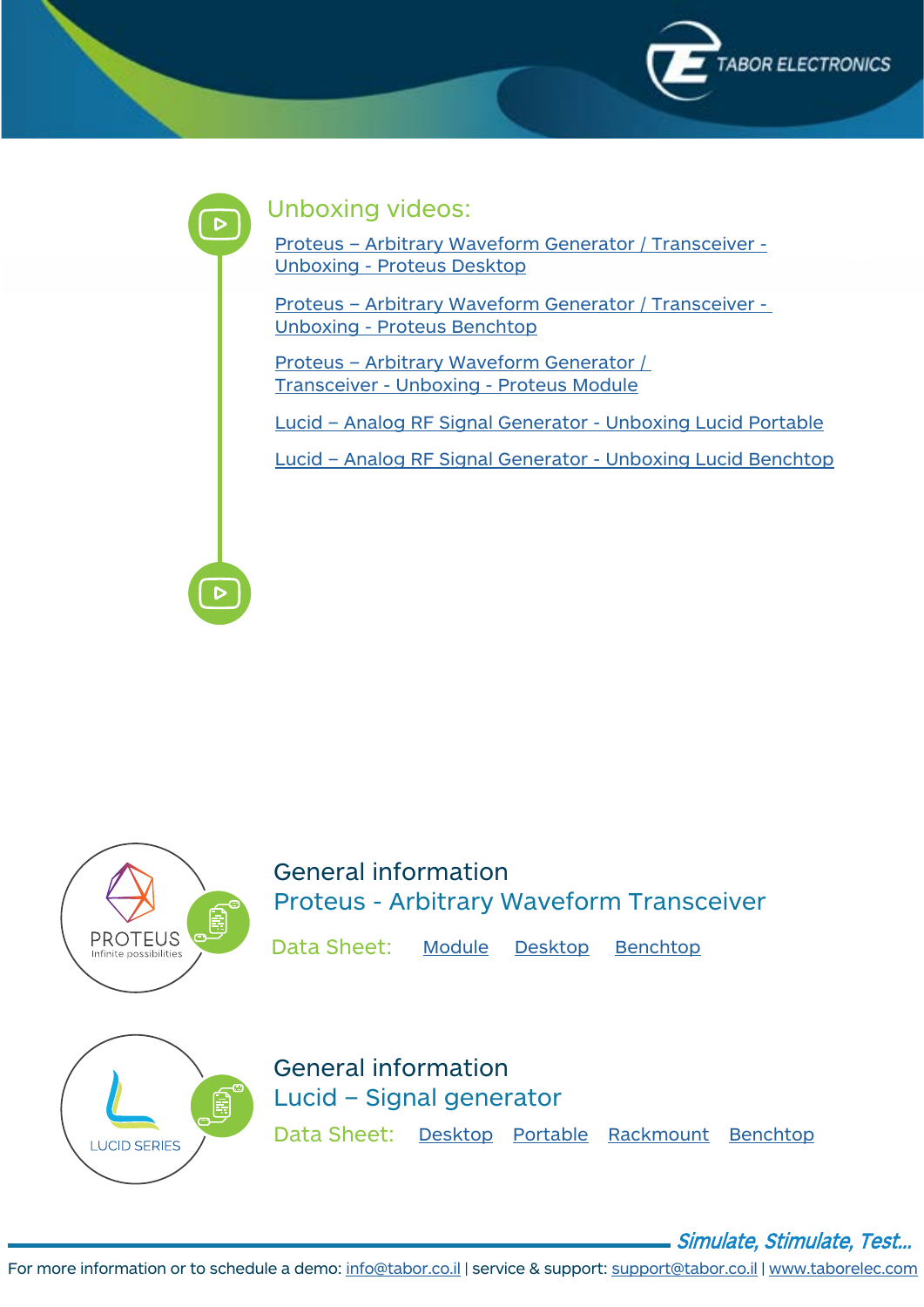## Unboxing videos:

Proteus – Arbitrary Waveform Generator / Transceiver - Unboxing - Proteus Desktop

Proteus – Arbitrary Waveform Generator / Transceiver - Unboxing - Proteus Benchtop

Proteus – Arbitrary Waveform Generator / Transceiver - Unboxing - Proteus Module

Lucid – Analog RF Signal Generator - Unboxing Lucid Portable

Lucid – Analog RF Signal Generator - Unboxing Lucid Benchtop

PROTEUS
Infinite possibilities

### General information
### Proteus - Arbitrary Waveform Transceiver

Data Sheet: Module Desktop Benchtop

LUCID SERIES

### General information
### Lucid – Signal generator

Data Sheet: Desktop Portable Rackmount Benchtop

*Simulate, Stimulate, Test...*

For more information or to schedule a demo: info@tabor.co.il | service & support: support@tabor.co.il | www.taborelec.com